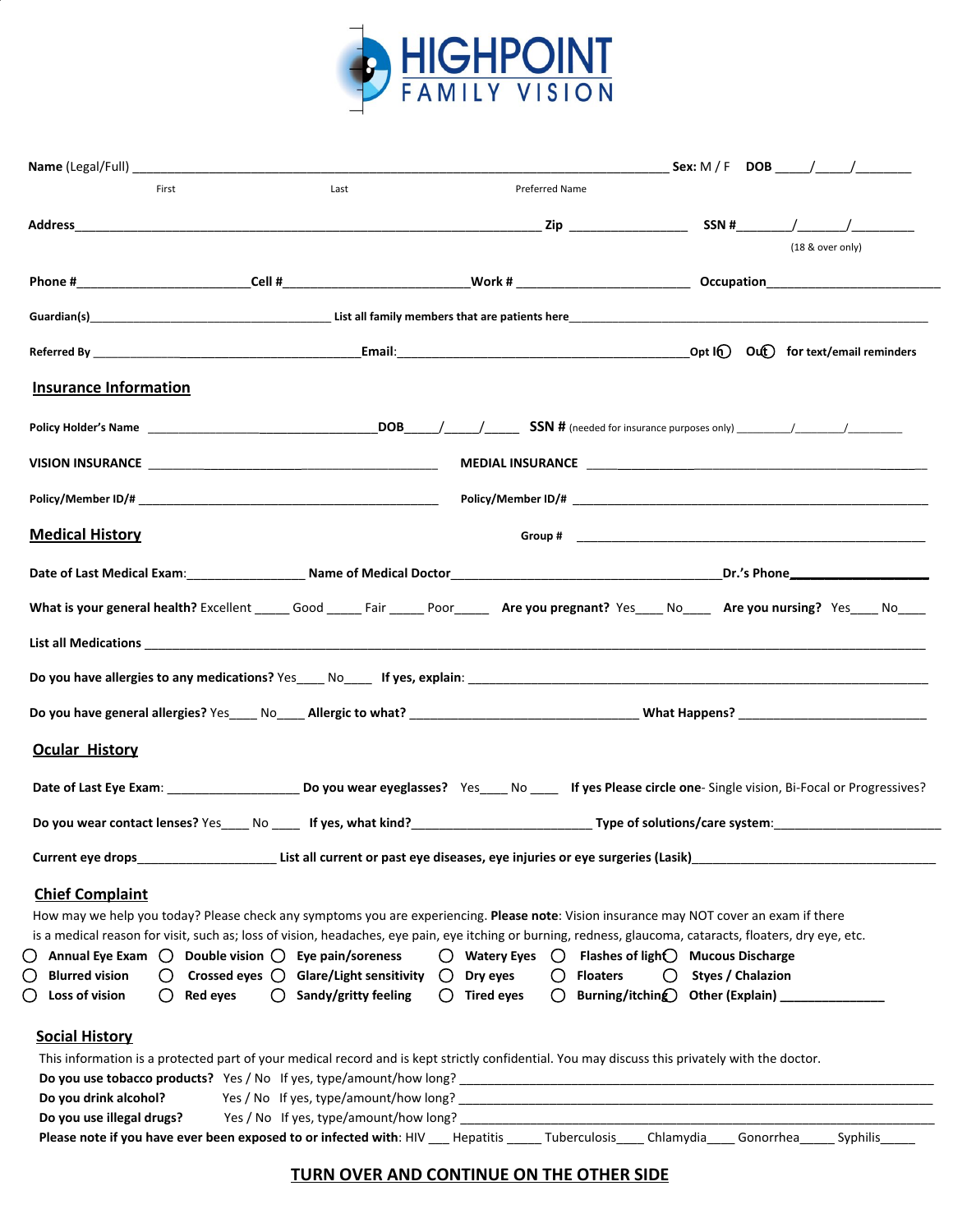# HIGHPOINT FAMILY VISION

**Name** (Legal/Full) ______________________________________________ **Sex:** M / F **DOB** _____/_____/________

First Last Preferred Name

**Address**__________________________________________________ **Zip** _________________ **SSN #**________/_______/_________

(18 & over only)

**Phone #**________________________ **Cell #**__________________________ **Work #** _________________________ **Occupation**________________________

**Guardian(s)**____________________________________ **List all family members that are patients here**___________________________________________

**Referred By** ________________________________________ **Email:**_____________________________________________ **Opt In** ◯ **Out** ◯ **for text/email reminders**

## Insurance Information

**Policy Holder's Name** ___________________________________ **DOB**_____/_____/_____ **SSN #** (needed for insurance purposes only) _________/________/_________

**VISION INSURANCE** __________________________________________ **MEDIAL INSURANCE** ______________________________________________

**Policy/Member ID/#** ________________________________________ **Policy/Member ID/#** ____________________________________________

## Medical History

**Group #** ____________________________________________

**Date of Last Medical Exam:**________________ **Name of Medical Doctor**_______________________________________**Dr.'s Phone**___________________

**What is your general health?** Excellent _____ Good _____ Fair _____ Poor_____ **Are you pregnant?** Yes____ No____ **Are you nursing?** Yes____ No____

**List all Medications** _____________________________________________________________________________________________

**Do you have allergies to any medications?** Yes____ No____ **If yes, explain**: _____________________________________________________

**Do you have general allergies?** Yes____ No____ **Allergic to what?** ________________________________ **What Happens?** __________________________

## Ocular History

**Date of Last Eye Exam**: __________________ **Do you wear eyeglasses?** Yes____ No ____ **If yes Please circle one**- Single vision, Bi-Focal or Progressives?

**Do you wear contact lenses?** Yes____ No ____ **If yes, what kind?**________________________ **Type of solutions/care system**:________________________

**Current eye drops**____________________ **List all current or past eye diseases, eye injuries or eye surgeries (Lasik)**___________________________________

## Chief Complaint

How may we help you today? Please check any symptoms you are experiencing. **Please note**: Vision insurance may NOT cover an exam if there is a medical reason for visit, such as; loss of vision, headaches, eye pain, eye itching or burning, redness, glaucoma, cataracts, floaters, dry eye, etc.

◯ **Annual Eye Exam** ◯ **Double vision** ◯ **Eye pain/soreness** ◯ **Watery Eyes** ◯ **Flashes of light** ◯ **Mucous Discharge**
◯ **Blurred vision** ◯ **Crossed eyes** ◯ **Glare/Light sensitivity** ◯ **Dry eyes** ◯ **Floaters** ◯ **Styes / Chalazion**
◯ **Loss of vision** ◯ **Red eyes** ◯ **Sandy/gritty feeling** ◯ **Tired eyes** ◯ **Burning/itching** ◯ **Other (Explain)** _______________

## Social History

This information is a protected part of your medical record and is kept strictly confidential. You may discuss this privately with the doctor.

**Do you use tobacco products?** Yes / No If yes, type/amount/how long? ____________________________________________________________

**Do you drink alcohol?** Yes / No If yes, type/amount/how long? ____________________________________________________________

**Do you use illegal drugs?** Yes / No If yes, type/amount/how long? ____________________________________________________________

**Please note if you have ever been exposed to or infected with**: HIV ___ Hepatitis _____ Tuberculosis____ Chlamydia____ Gonorrhea_____ Syphilis_____

**TURN OVER AND CONTINUE ON THE OTHER SIDE**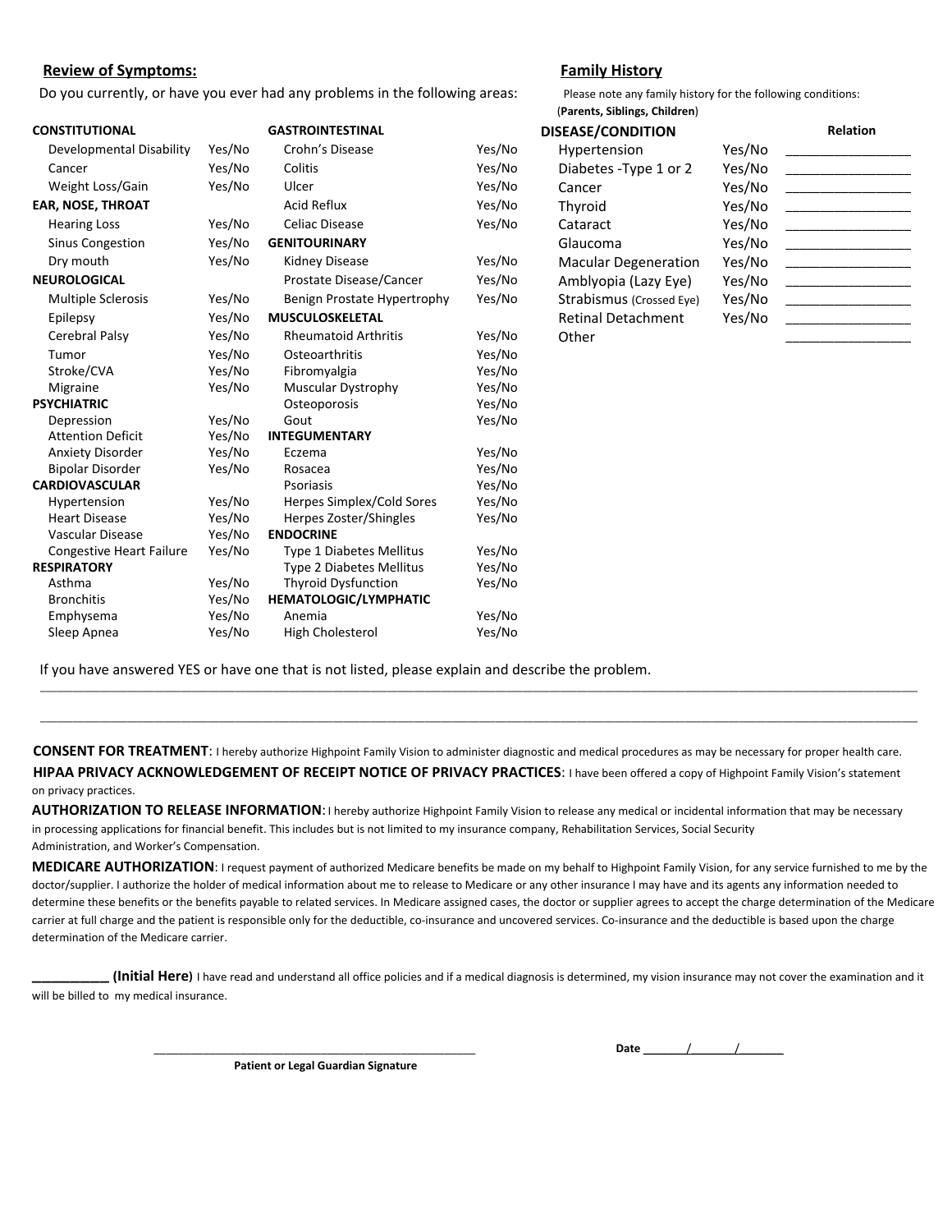## Review of Symptoms:

Do you currently, or have you ever had any problems in the following areas:

| CONSTITUTIONAL | | GASTROINTESTINAL | |
|---|---|---|---|
| Developmental Disability | Yes/No | Crohn's Disease | Yes/No |
| Cancer | Yes/No | Colitis | Yes/No |
| Weight Loss/Gain | Yes/No | Ulcer | Yes/No |
| **EAR, NOSE, THROAT** | | Acid Reflux | Yes/No |
| Hearing Loss | Yes/No | Celiac Disease | Yes/No |
| Sinus Congestion | Yes/No | **GENITOURINARY** | |
| Dry mouth | Yes/No | Kidney Disease | Yes/No |
| **NEUROLOGICAL** | | Prostate Disease/Cancer | Yes/No |
| Multiple Sclerosis | Yes/No | Benign Prostate Hypertrophy | Yes/No |
| Epilepsy | Yes/No | **MUSCULOSKELETAL** | |
| Cerebral Palsy | Yes/No | Rheumatoid Arthritis | Yes/No |
| Tumor | Yes/No | Osteoarthritis | Yes/No |
| Stroke/CVA | Yes/No | Fibromyalgia | Yes/No |
| Migraine | Yes/No | Muscular Dystrophy | Yes/No |
| **PSYCHIATRIC** | | Osteoporosis | Yes/No |
| Depression | Yes/No | Gout | Yes/No |
| Attention Deficit | Yes/No | **INTEGUMENTARY** | |
| Anxiety Disorder | Yes/No | Eczema | Yes/No |
| Bipolar Disorder | Yes/No | Rosacea | Yes/No |
| **CARDIOVASCULAR** | | Psoriasis | Yes/No |
| Hypertension | Yes/No | Herpes Simplex/Cold Sores | Yes/No |
| Heart Disease | Yes/No | Herpes Zoster/Shingles | Yes/No |
| Vascular Disease | Yes/No | **ENDOCRINE** | |
| Congestive Heart Failure | Yes/No | Type 1 Diabetes Mellitus | Yes/No |
| **RESPIRATORY** | | Type 2 Diabetes Mellitus | Yes/No |
| Asthma | Yes/No | Thyroid Dysfunction | Yes/No |
| Bronchitis | Yes/No | **HEMATOLOGIC/LYMPHATIC** | |
| Emphysema | Yes/No | Anemia | Yes/No |
| Sleep Apnea | Yes/No | High Cholesterol | Yes/No |

## Family History

Please note any family history for the following conditions:
(**Parents, Siblings, Children**)

| DISEASE/CONDITION | | Relation |
|---|---|---|
| Hypertension | Yes/No | ________________ |
| Diabetes -Type 1 or 2 | Yes/No | ________________ |
| Cancer | Yes/No | ________________ |
| Thyroid | Yes/No | ________________ |
| Cataract | Yes/No | ________________ |
| Glaucoma | Yes/No | ________________ |
| Macular Degeneration | Yes/No | ________________ |
| Amblyopia (Lazy Eye) | Yes/No | ________________ |
| Strabismus (Crossed Eye) | Yes/No | ________________ |
| Retinal Detachment | Yes/No | ________________ |
| Other | | ________________ |

If you have answered YES or have one that is not listed, please explain and describe the problem.

________________________________________________________________________________________________________________

________________________________________________________________________________________________________________

**CONSENT FOR TREATMENT**: I hereby authorize Highpoint Family Vision to administer diagnostic and medical procedures as may be necessary for proper health care.

**HIPAA PRIVACY ACKNOWLEDGEMENT OF RECEIPT NOTICE OF PRIVACY PRACTICES**: I have been offered a copy of Highpoint Family Vision's statement on privacy practices.

**AUTHORIZATION TO RELEASE INFORMATION**: I hereby authorize Highpoint Family Vision to release any medical or incidental information that may be necessary in processing applications for financial benefit. This includes but is not limited to my insurance company, Rehabilitation Services, Social Security Administration, and Worker's Compensation.

**MEDICARE AUTHORIZATION**: I request payment of authorized Medicare benefits be made on my behalf to Highpoint Family Vision, for any service furnished to me by the doctor/supplier. I authorize the holder of medical information about me to release to Medicare or any other insurance I may have and its agents any information needed to determine these benefits or the benefits payable to related services. In Medicare assigned cases, the doctor or supplier agrees to accept the charge determination of the Medicare carrier at full charge and the patient is responsible only for the deductible, co-insurance and uncovered services. Co-insurance and the deductible is based upon the charge determination of the Medicare carrier.

**__________ (Initial Here)** I have read and understand all office policies and if a medical diagnosis is determined, my vision insurance may not cover the examination and it will be billed to my medical insurance.

__________________________________________________

**Patient or Legal Guardian Signature**

**Date** _______/_______/_______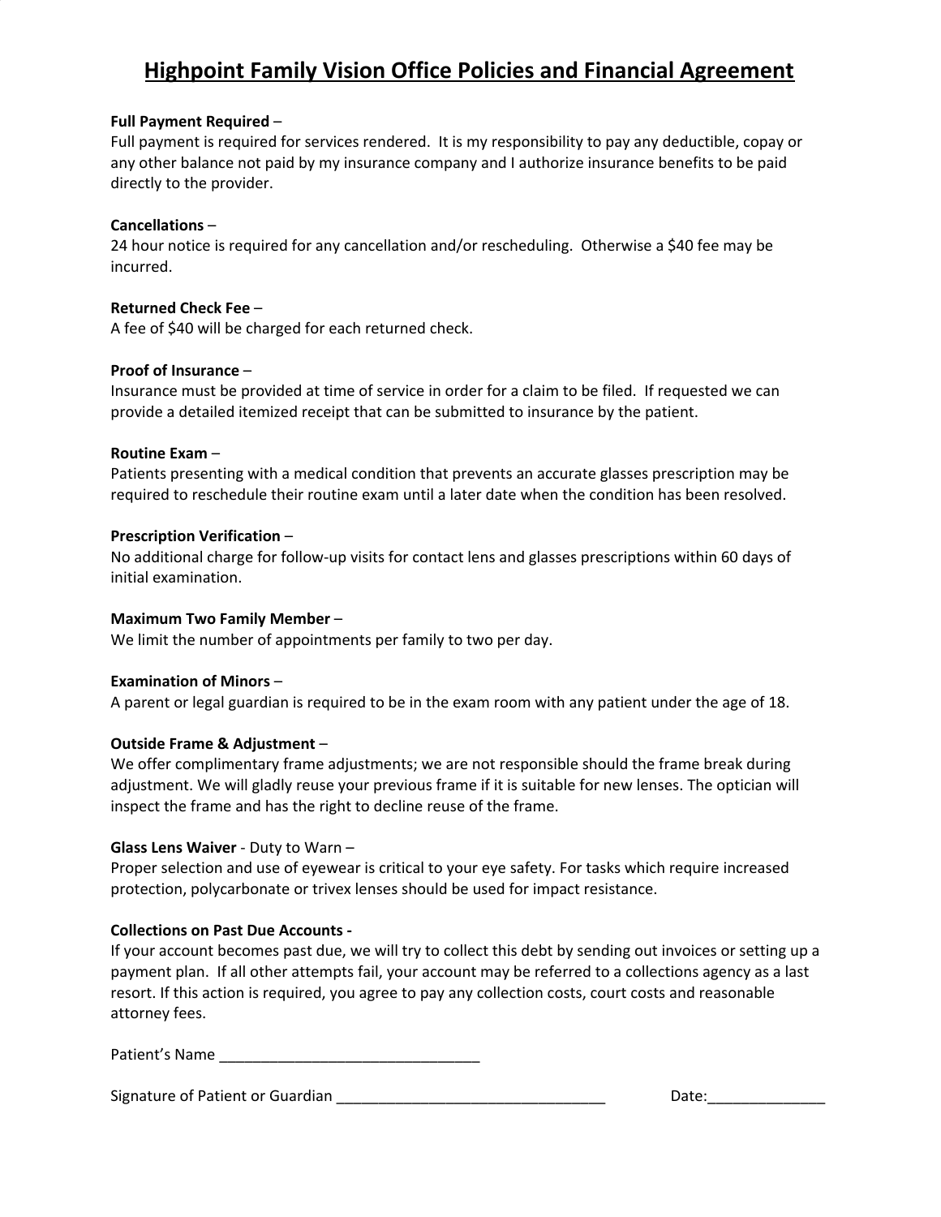# Highpoint Family Vision Office Policies and Financial Agreement

**Full Payment Required** –
Full payment is required for services rendered. It is my responsibility to pay any deductible, copay or any other balance not paid by my insurance company and I authorize insurance benefits to be paid directly to the provider.

**Cancellations** –
24 hour notice is required for any cancellation and/or rescheduling. Otherwise a $40 fee may be incurred.

**Returned Check Fee** –
A fee of $40 will be charged for each returned check.

**Proof of Insurance** –
Insurance must be provided at time of service in order for a claim to be filed. If requested we can provide a detailed itemized receipt that can be submitted to insurance by the patient.

**Routine Exam** –
Patients presenting with a medical condition that prevents an accurate glasses prescription may be required to reschedule their routine exam until a later date when the condition has been resolved.

**Prescription Verification** –
No additional charge for follow-up visits for contact lens and glasses prescriptions within 60 days of initial examination.

**Maximum Two Family Member** –
We limit the number of appointments per family to two per day.

**Examination of Minors** –
A parent or legal guardian is required to be in the exam room with any patient under the age of 18.

**Outside Frame & Adjustment** –
We offer complimentary frame adjustments; we are not responsible should the frame break during adjustment. We will gladly reuse your previous frame if it is suitable for new lenses. The optician will inspect the frame and has the right to decline reuse of the frame.

**Glass Lens Waiver** - Duty to Warn –
Proper selection and use of eyewear is critical to your eye safety. For tasks which require increased protection, polycarbonate or trivex lenses should be used for impact resistance.

**Collections on Past Due Accounts -**
If your account becomes past due, we will try to collect this debt by sending out invoices or setting up a payment plan. If all other attempts fail, your account may be referred to a collections agency as a last resort. If this action is required, you agree to pay any collection costs, court costs and reasonable attorney fees.

Patient's Name _______________________________

Signature of Patient or Guardian ________________________________ Date:______________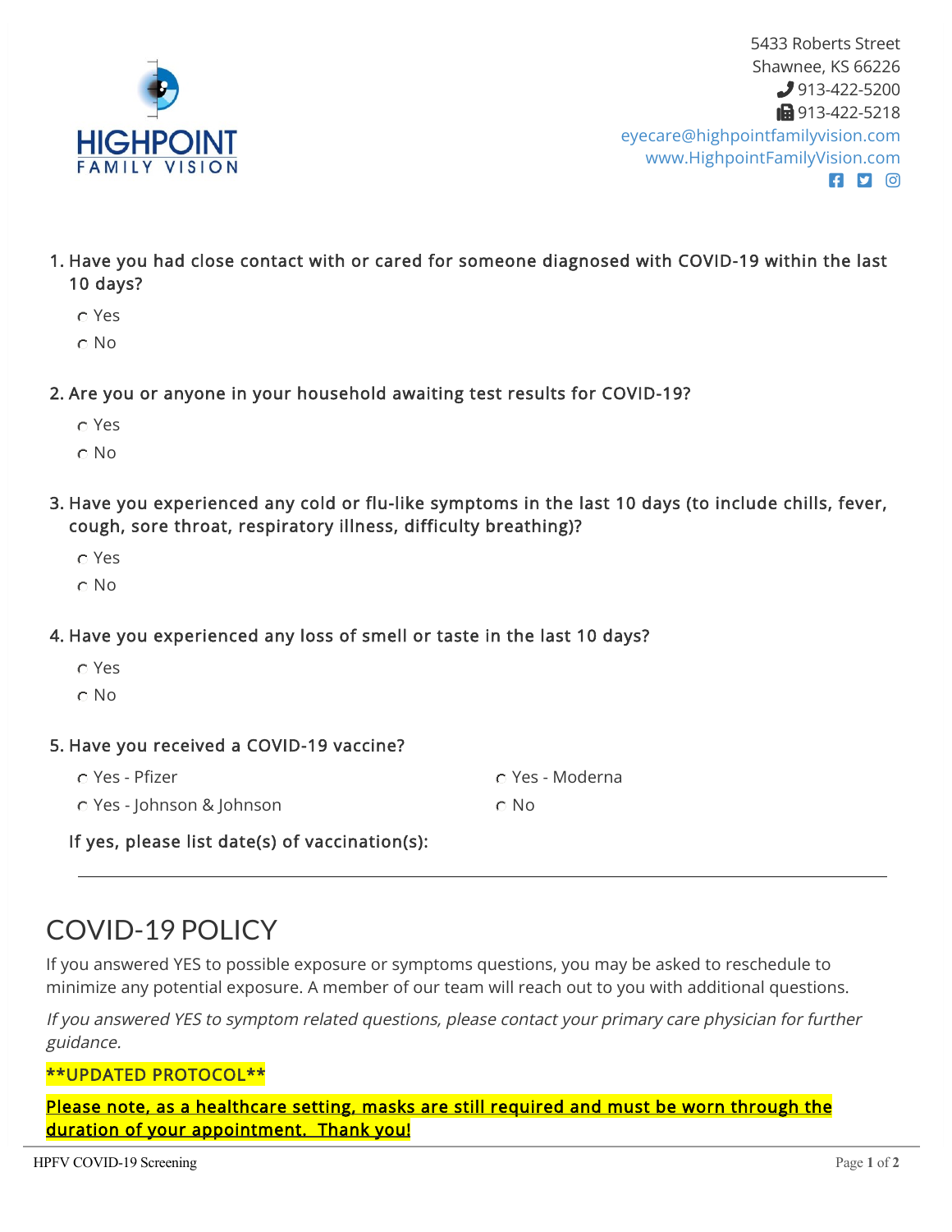HIGHPOINT
FAMILY VISION

5433 Roberts Street
Shawnee, KS 66226
913-422-5200
913-422-5218
eyecare@highpointfamilyvision.com
www.HighpointFamilyVision.com

1. Have you had close contact with or cared for someone diagnosed with COVID-19 within the last 10 days?
   - Yes
   - No

2. Are you or anyone in your household awaiting test results for COVID-19?
   - Yes
   - No

3. Have you experienced any cold or flu-like symptoms in the last 10 days (to include chills, fever, cough, sore throat, respiratory illness, difficulty breathing)?
   - Yes
   - No

4. Have you experienced any loss of smell or taste in the last 10 days?
   - Yes
   - No

5. Have you received a COVID-19 vaccine?
   - Yes - Pfizer
   - Yes - Moderna
   - Yes - Johnson & Johnson
   - No

   If yes, please list date(s) of vaccination(s):

   ______________________________

# COVID-19 POLICY

If you answered YES to possible exposure or symptoms questions, you may be asked to reschedule to minimize any potential exposure. A member of our team will reach out to you with additional questions.

*If you answered YES to symptom related questions, please contact your primary care physician for further guidance.*

**UPDATED PROTOCOL**

Please note, as a healthcare setting, masks are still required and must be worn through the duration of your appointment. Thank you!